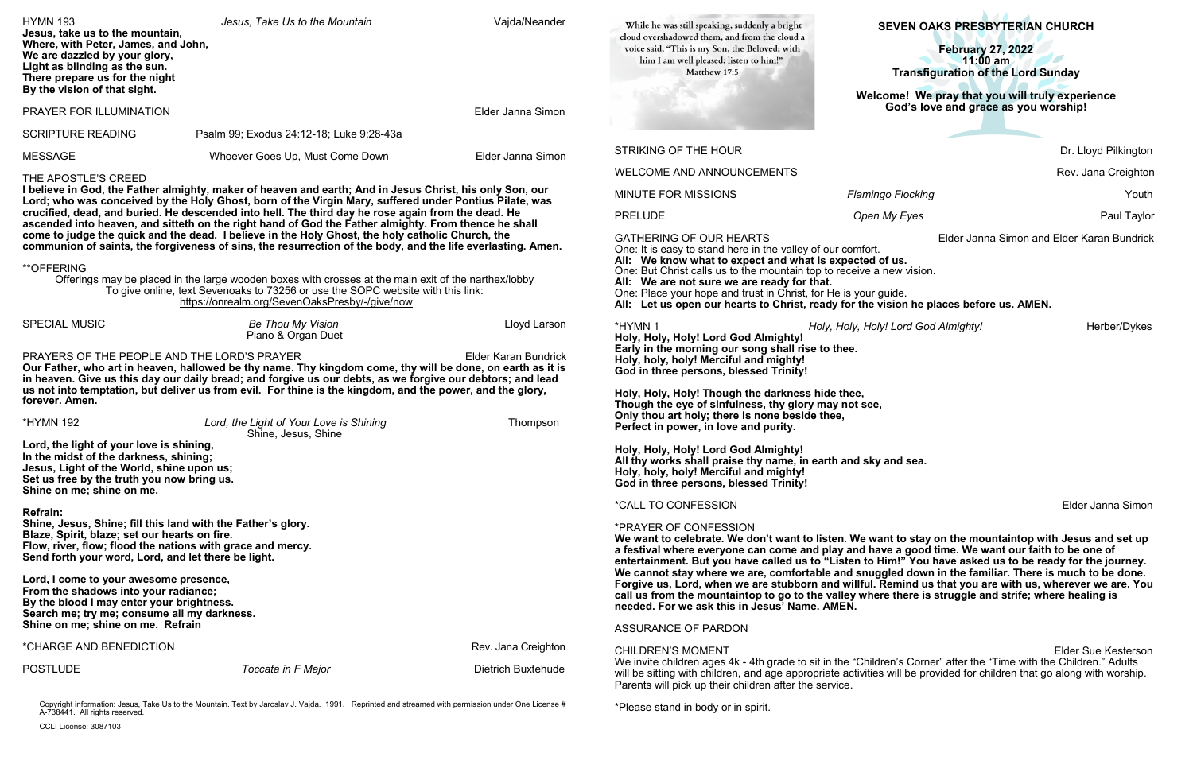# SEVEN OAKS PRESBYTERIAN CHURCH

**February 27, 2022**
**11:00 am**
**Transfiguration of the Lord Sunday**

**Welcome! We pray that you will truly experience God's love and grace as you worship!**

While he was still speaking, suddenly a bright cloud overshadowed them, and from the cloud a voice said, "This is my Son, the Beloved; with him I am well pleased; listen to him!"
Matthew 17:5

STRIKING OF THE HOUR — Dr. Lloyd Pilkington

WELCOME AND ANNOUNCEMENTS — Rev. Jana Creighton

MINUTE FOR MISSIONS — *Flamingo Flocking* — Youth

PRELUDE — *Open My Eyes* — Paul Taylor

GATHERING OF OUR HEARTS — Elder Janna Simon and Elder Karan Bundrick

One: It is easy to stand here in the valley of our comfort.
**All: We know what to expect and what is expected of us.**
One: But Christ calls us to the mountain top to receive a new vision.
**All: We are not sure we are ready for that.**
One: Place your hope and trust in Christ, for He is your guide.
**All: Let us open our hearts to Christ, ready for the vision he places before us. AMEN.**

*HYMN 1 — *Holy, Holy, Holy! Lord God Almighty!* — Herber/Dykes

**Holy, Holy, Holy! Lord God Almighty!**
**Early in the morning our song shall rise to thee.**
**Holy, holy, holy! Merciful and mighty!**
**God in three persons, blessed Trinity!**

**Holy, Holy, Holy! Though the darkness hide thee,**
**Though the eye of sinfulness, thy glory may not see,**
**Only thou art holy; there is none beside thee,**
**Perfect in power, in love and purity.**

**Holy, Holy, Holy! Lord God Almighty!**
**All thy works shall praise thy name, in earth and sky and sea.**
**Holy, holy, holy! Merciful and mighty!**
**God in three persons, blessed Trinity!**

*CALL TO CONFESSION — Elder Janna Simon

*PRAYER OF CONFESSION

**We want to celebrate. We don't want to listen. We want to stay on the mountaintop with Jesus and set up a festival where everyone can come and play and have a good time. We want our faith to be one of entertainment. But you have called us to "Listen to Him!" You have asked us to be ready for the journey. We cannot stay where we are, comfortable and snuggled down in the familiar. There is much to be done. Forgive us, Lord, when we are stubborn and willful. Remind us that you are with us, wherever we are. You call us from the mountaintop to go to the valley where there is struggle and strife; where healing is needed. For we ask this in Jesus' Name. AMEN.**

ASSURANCE OF PARDON

CHILDREN'S MOMENT — Elder Sue Kesterson

We invite children ages 4k - 4th grade to sit in the "Children's Corner" after the "Time with the Children." Adults will be sitting with children, and age appropriate activities will be provided for children that go along with worship. Parents will pick up their children after the service.

*Please stand in body or in spirit.

HYMN 193 — *Jesus, Take Us to the Mountain* — Vajda/Neander

**Jesus, take us to the mountain,**
**Where, with Peter, James, and John,**
**We are dazzled by your glory,**
**Light as blinding as the sun.**
**There prepare us for the night**
**By the vision of that sight.**

PRAYER FOR ILLUMINATION — Elder Janna Simon

SCRIPTURE READING — Psalm 99; Exodus 24:12-18; Luke 9:28-43a

MESSAGE — Whoever Goes Up, Must Come Down — Elder Janna Simon

THE APOSTLE'S CREED

**I believe in God, the Father almighty, maker of heaven and earth; And in Jesus Christ, his only Son, our Lord; who was conceived by the Holy Ghost, born of the Virgin Mary, suffered under Pontius Pilate, was crucified, dead, and buried. He descended into hell. The third day he rose again from the dead. He ascended into heaven, and sitteth on the right hand of God the Father almighty. From thence he shall come to judge the quick and the dead. I believe in the Holy Ghost, the holy catholic Church, the communion of saints, the forgiveness of sins, the resurrection of the body, and the life everlasting. Amen.**

**OFFERING

Offerings may be placed in the large wooden boxes with crosses at the main exit of the narthex/lobby
To give online, text Sevenoaks to 73256 or use the SOPC website with this link:
https://onrealm.org/SevenOaksPresby/-/give/now

SPECIAL MUSIC — *Be Thou My Vision* (Piano & Organ Duet) — Lloyd Larson

PRAYERS OF THE PEOPLE AND THE LORD'S PRAYER — Elder Karan Bundrick

**Our Father, who art in heaven, hallowed be thy name. Thy kingdom come, thy will be done, on earth as it is in heaven. Give us this day our daily bread; and forgive us our debts, as we forgive our debtors; and lead us not into temptation, but deliver us from evil. For thine is the kingdom, and the power, and the glory, forever. Amen.**

*HYMN 192 — *Lord, the Light of Your Love is Shining* (Shine, Jesus, Shine) — Thompson

**Lord, the light of your love is shining,**
**In the midst of the darkness, shining;**
**Jesus, Light of the World, shine upon us;**
**Set us free by the truth you now bring us.**
**Shine on me; shine on me.**

**Refrain:**
**Shine, Jesus, Shine; fill this land with the Father's glory.**
**Blaze, Spirit, blaze; set our hearts on fire.**
**Flow, river, flow; flood the nations with grace and mercy.**
**Send forth your word, Lord, and let there be light.**

**Lord, I come to your awesome presence,**
**From the shadows into your radiance;**
**By the blood I may enter your brightness.**
**Search me; try me; consume all my darkness.**
**Shine on me; shine on me. Refrain**

*CHARGE AND BENEDICTION — Rev. Jana Creighton

POSTLUDE — *Toccata in F Major* — Dietrich Buxtehude

Copyright information: Jesus, Take Us to the Mountain. Text by Jaroslav J. Vajda. 1991. Reprinted and streamed with permission under One License # A-738441. All rights reserved.

CCLI License: 3087103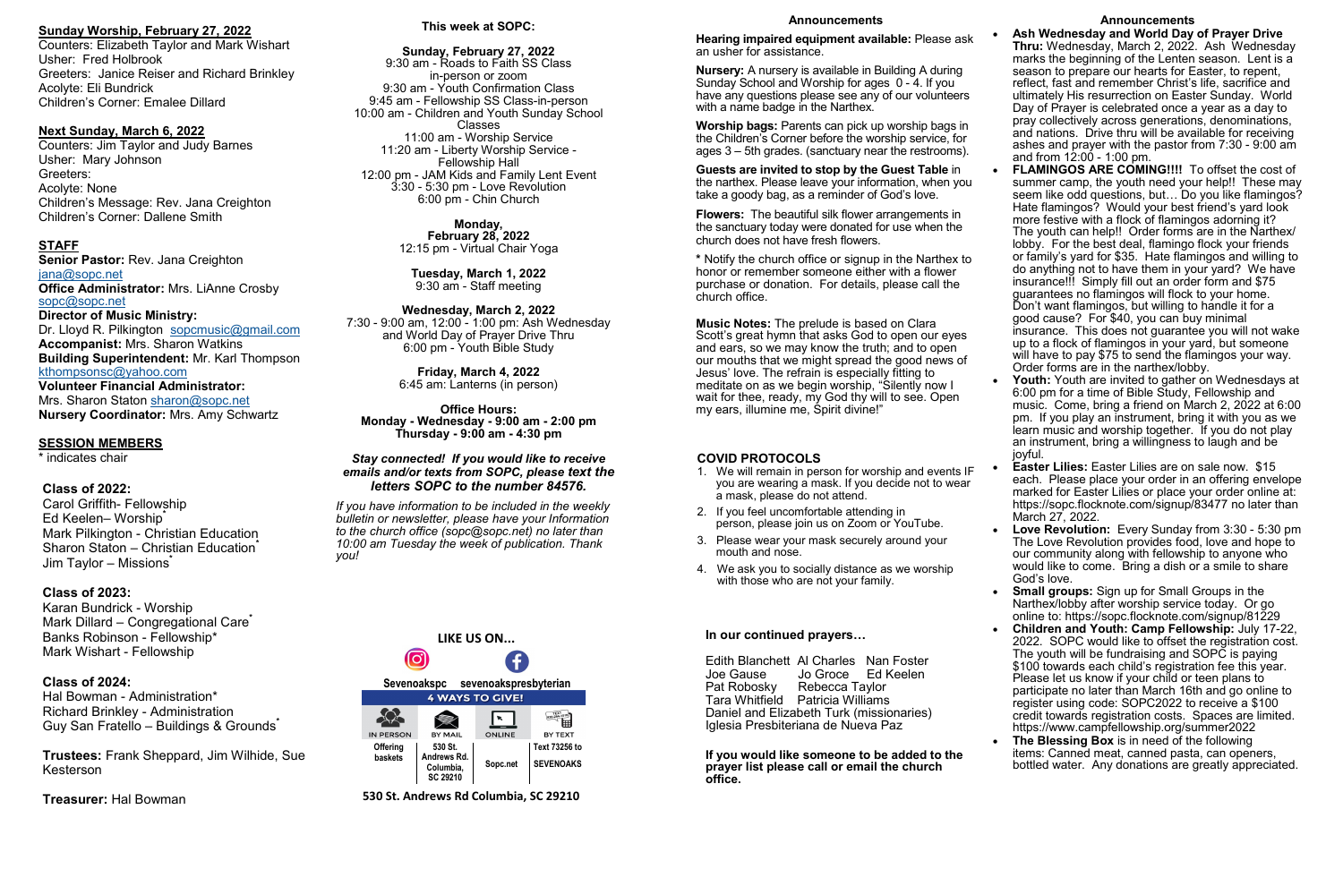## Sunday Worship, February 27, 2022

Counters: Elizabeth Taylor and Mark Wishart
Usher: Fred Holbrook
Greeters: Janice Reiser and Richard Brinkley
Acolyte: Eli Bundrick
Children's Corner: Emalee Dillard

## Next Sunday, March 6, 2022

Counters: Jim Taylor and Judy Barnes
Usher: Mary Johnson
Greeters:
Acolyte: None
Children's Message: Rev. Jana Creighton
Children's Corner: Dallene Smith

## STAFF

**Senior Pastor:** Rev. Jana Creighton
jana@sopc.net
**Office Administrator:** Mrs. LiAnne Crosby
sopc@sopc.net
**Director of Music Ministry:**
Dr. Lloyd R. Pilkington sopcmusic@gmail.com
**Accompanist:** Mrs. Sharon Watkins
**Building Superintendent:** Mr. Karl Thompson
kthompsonsc@yahoo.com
**Volunteer Financial Administrator:**
Mrs. Sharon Staton sharon@sopc.net
**Nursery Coordinator:** Mrs. Amy Schwartz

## SESSION MEMBERS

* indicates chair

### Class of 2022:

Carol Griffith- Fellowship
Ed Keelen– Worship*
Mark Pilkington - Christian Education
Sharon Staton – Christian Education*
Jim Taylor – Missions*

### Class of 2023:

Karan Bundrick - Worship
Mark Dillard – Congregational Care*
Banks Robinson - Fellowship*
Mark Wishart - Fellowship

### Class of 2024:

Hal Bowman - Administration*
Richard Brinkley - Administration
Guy San Fratello – Buildings & Grounds*

**Trustees:** Frank Sheppard, Jim Wilhide, Sue Kesterson

**Treasurer:** Hal Bowman

## This week at SOPC:

**Sunday, February 27, 2022**
9:30 am - Roads to Faith SS Class in-person or zoom
9:30 am - Youth Confirmation Class
9:45 am - Fellowship SS Class-in-person
10:00 am - Children and Youth Sunday School Classes
11:00 am - Worship Service
11:20 am - Liberty Worship Service - Fellowship Hall
12:00 pm - JAM Kids and Family Lent Event
3:30 - 5:30 pm - Love Revolution
6:00 pm - Chin Church

**Monday, February 28, 2022**
12:15 pm - Virtual Chair Yoga

**Tuesday, March 1, 2022**
9:30 am - Staff meeting

**Wednesday, March 2, 2022**
7:30 - 9:00 am, 12:00 - 1:00 pm: Ash Wednesday and World Day of Prayer Drive Thru
6:00 pm - Youth Bible Study

**Friday, March 4, 2022**
6:45 am: Lanterns (in person)

**Office Hours:**
**Monday - Wednesday - 9:00 am - 2:00 pm**
**Thursday - 9:00 am - 4:30 pm**

***Stay connected! If you would like to receive emails and/or texts from SOPC, please text the letters SOPC to the number 84576.***

*If you have information to be included in the weekly bulletin or newsletter, please have your Information to the church office (sopc@sopc.net) no later than 10:00 am Tuesday the week of publication. Thank you!*

**LIKE US ON…**

Sevenoakspc sevenoakspresbyterian

**4 WAYS TO GIVE!**

| IN PERSON | BY MAIL | ONLINE | BY TEXT |
|---|---|---|---|
| Offering baskets | 530 St. Andrews Rd. Columbia, SC 29210 | Sopc.net | Text 73256 to SEVENOAKS |

**530 St. Andrews Rd Columbia, SC 29210**

## Announcements

**Hearing impaired equipment available:** Please ask an usher for assistance.

**Nursery:** A nursery is available in Building A during Sunday School and Worship for ages 0 - 4. If you have any questions please see any of our volunteers with a name badge in the Narthex.

**Worship bags:** Parents can pick up worship bags in the Children's Corner before the worship service, for ages 3 – 5th grades. (sanctuary near the restrooms).

**Guests are invited to stop by the Guest Table** in the narthex. Please leave your information, when you take a goody bag, as a reminder of God's love.

**Flowers:** The beautiful silk flower arrangements in the sanctuary today were donated for use when the church does not have fresh flowers.

**\*** Notify the church office or signup in the Narthex to honor or remember someone either with a flower purchase or donation. For details, please call the church office.

**Music Notes:** The prelude is based on Clara Scott's great hymn that asks God to open our eyes and ears, so we may know the truth; and to open our mouths that we might spread the good news of Jesus' love. The refrain is especially fitting to meditate on as we begin worship, "Silently now I wait for thee, ready, my God thy will to see. Open my ears, illumine me, Spirit divine!"

## COVID PROTOCOLS

1. We will remain in person for worship and events IF you are wearing a mask. If you decide not to wear a mask, please do not attend.
2. If you feel uncomfortable attending in person, please join us on Zoom or YouTube.
3. Please wear your mask securely around your mouth and nose.
4. We ask you to socially distance as we worship with those who are not your family.

### In our continued prayers…

Edith Blanchett, Al Charles, Nan Foster
Joe Gause, Jo Groce, Ed Keelen
Pat Robosky, Rebecca Taylor
Tara Whitfield, Patricia Williams
Daniel and Elizabeth Turk (missionaries)
Iglesia Presbiteriana de Nueva Paz

**If you would like someone to be added to the prayer list please call or email the church office.**

## Announcements

- **Ash Wednesday and World Day of Prayer Drive Thru:** Wednesday, March 2, 2022. Ash Wednesday marks the beginning of the Lenten season. Lent is a season to prepare our hearts for Easter, to repent, reflect, fast and remember Christ's life, sacrifice and ultimately His resurrection on Easter Sunday. World Day of Prayer is celebrated once a year as a day to pray collectively across generations, denominations, and nations. Drive thru will be available for receiving ashes and prayer with the pastor from 7:30 - 9:00 am and from 12:00 - 1:00 pm.
- **FLAMINGOS ARE COMING!!!!** To offset the cost of summer camp, the youth need your help!! These may seem like odd questions, but… Do you like flamingos? Hate flamingos? Would your best friend's yard look more festive with a flock of flamingos adorning it? The youth can help!! Order forms are in the Narthex/lobby. For the best deal, flamingo flock your friends or family's yard for $35. Hate flamingos and willing to do anything not to have them in your yard? We have insurance!!! Simply fill out an order form and $75 guarantees no flamingos will flock to your home. Don't want flamingos, but willing to handle it for a good cause? For $40, you can buy minimal insurance. This does not guarantee you will not wake up to a flock of flamingos in your yard, but someone will have to pay $75 to send the flamingos your way. Order forms are in the narthex/lobby.
- **Youth:** Youth are invited to gather on Wednesdays at 6:00 pm for a time of Bible Study, Fellowship and music. Come, bring a friend on March 2, 2022 at 6:00 pm. If you play an instrument, bring it with you as we learn music and worship together. If you do not play an instrument, bring a willingness to laugh and be joyful.
- **Easter Lilies:** Easter Lilies are on sale now. $15 each. Please place your order in an offering envelope marked for Easter Lilies or place your order online at: https://sopc.flocknote.com/signup/83477 no later than March 27, 2022.
- **Love Revolution:** Every Sunday from 3:30 - 5:30 pm The Love Revolution provides food, love and hope to our community along with fellowship to anyone who would like to come. Bring a dish or a smile to share God's love.
- **Small groups:** Sign up for Small Groups in the Narthex/lobby after worship service today. Or go online to: https://sopc.flocknote.com/signup/81229
- **Children and Youth: Camp Fellowship:** July 17-22, 2022. SOPC would like to offset the registration cost. The youth will be fundraising and SOPC is paying $100 towards each child's registration fee this year. Please let us know if your child or teen plans to participate no later than March 16th and go online to register using code: SOPC2022 to receive a $100 credit towards registration costs. Spaces are limited. https://www.campfellowship.org/summer2022
- **The Blessing Box** is in need of the following items: Canned meat, canned pasta, can openers, bottled water. Any donations are greatly appreciated.